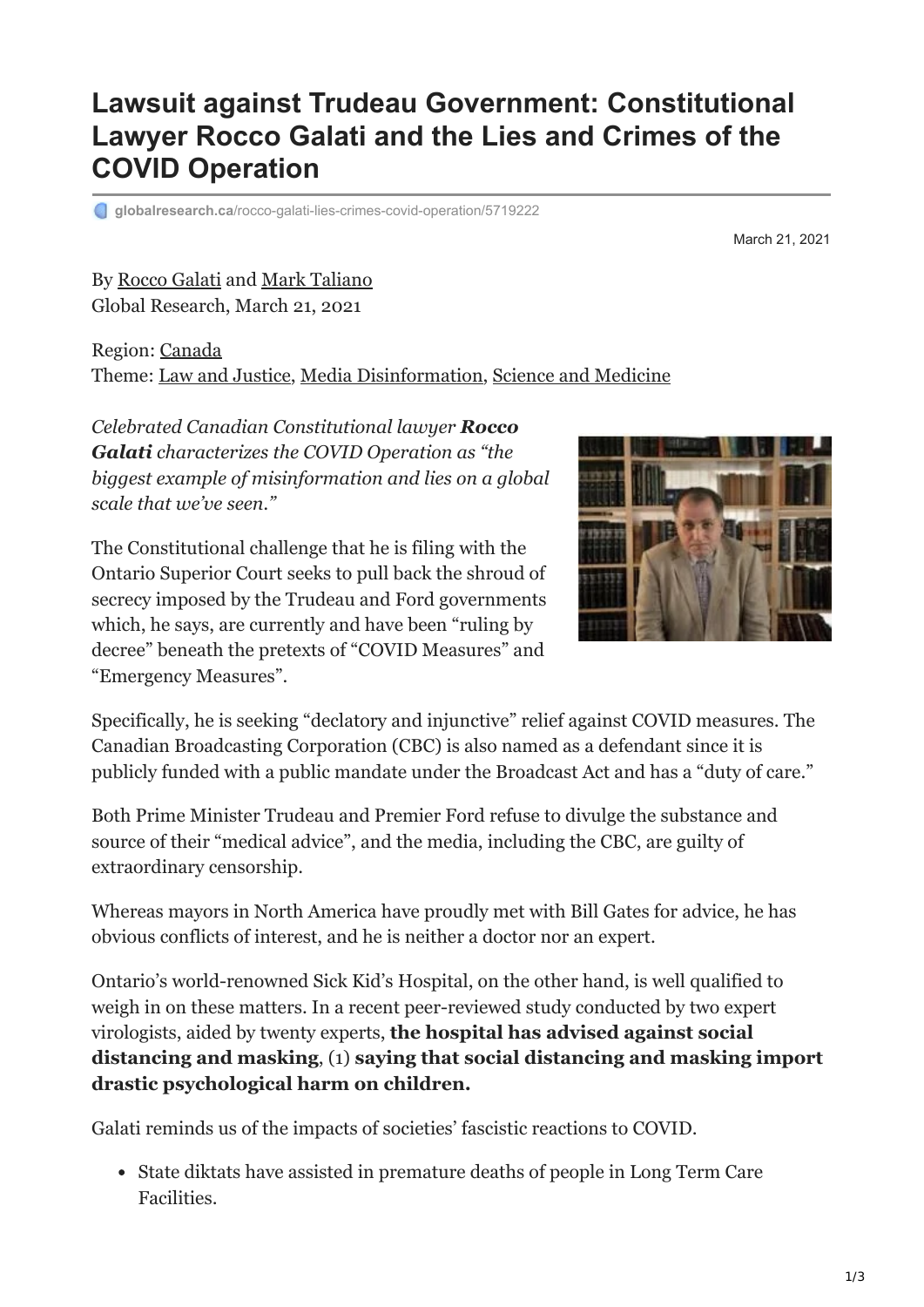# Lawsuit against Trudeau Government: Constitutional Lawyer Rocco Galati and the Lies and Crimes of the COVID Operation

globalresearch.ca/rocco-galati-lies-crimes-covid-operation/5719222

March 21, 2021

By Rocco Galati and Mark Taliano
Global Research, March 21, 2021

Region: Canada
Theme: Law and Justice, Media Disinformation, Science and Medicine

*Celebrated Canadian Constitutional lawyer **Rocco Galati** characterizes the COVID Operation as "the biggest example of misinformation and lies on a global scale that we've seen."*

The Constitutional challenge that he is filing with the Ontario Superior Court seeks to pull back the shroud of secrecy imposed by the Trudeau and Ford governments which, he says, are currently and have been "ruling by decree" beneath the pretexts of "COVID Measures" and "Emergency Measures".

Specifically, he is seeking "declatory and injunctive" relief against COVID measures. The Canadian Broadcasting Corporation (CBC) is also named as a defendant since it is publicly funded with a public mandate under the Broadcast Act and has a "duty of care."

Both Prime Minister Trudeau and Premier Ford refuse to divulge the substance and source of their "medical advice", and the media, including the CBC, are guilty of extraordinary censorship.

Whereas mayors in North America have proudly met with Bill Gates for advice, he has obvious conflicts of interest, and he is neither a doctor nor an expert.

Ontario's world-renowned Sick Kid's Hospital, on the other hand, is well qualified to weigh in on these matters. In a recent peer-reviewed study conducted by two expert virologists, aided by twenty experts, **the hospital has advised against social distancing and masking**, (1) **saying that social distancing and masking import drastic psychological harm on children.**

Galati reminds us of the impacts of societies' fascistic reactions to COVID.

- State diktats have assisted in premature deaths of people in Long Term Care Facilities.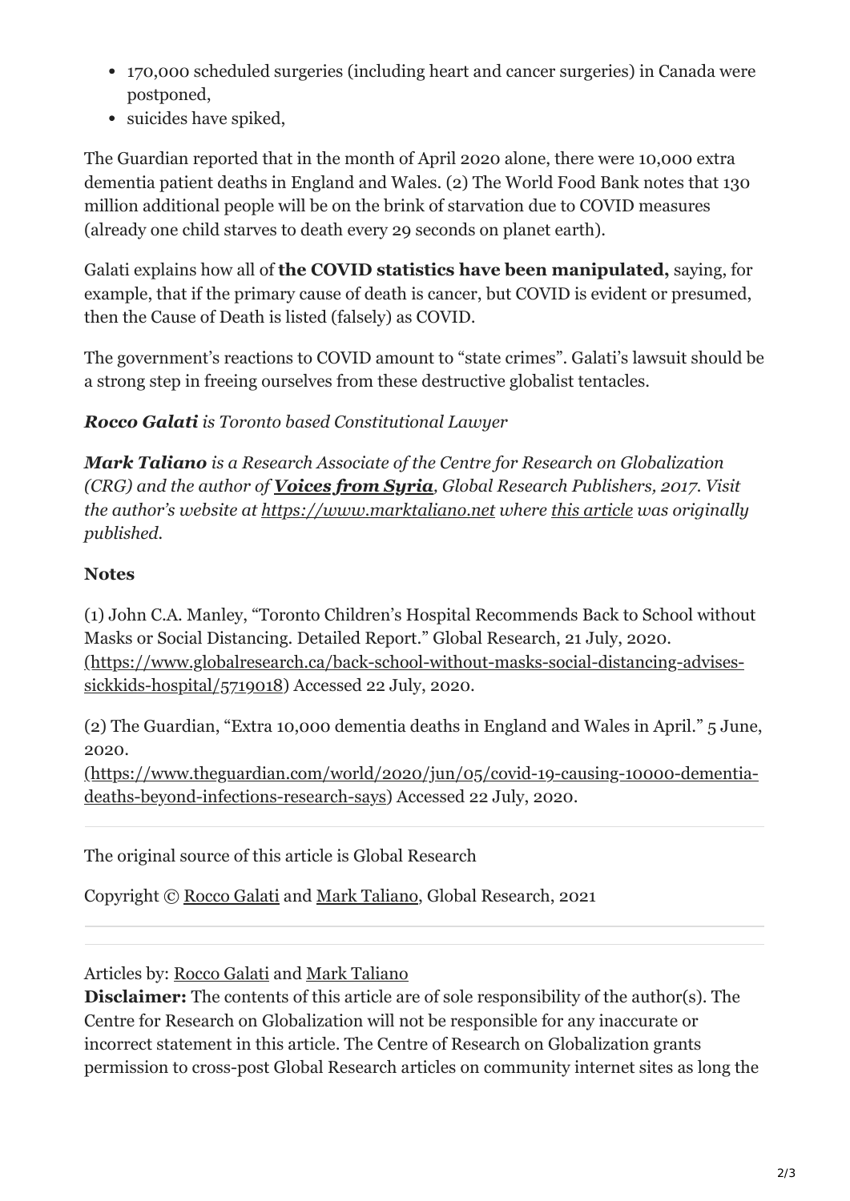- 170,000 scheduled surgeries (including heart and cancer surgeries) in Canada were postponed,
- suicides have spiked,

The Guardian reported that in the month of April 2020 alone, there were 10,000 extra dementia patient deaths in England and Wales. (2) The World Food Bank notes that 130 million additional people will be on the brink of starvation due to COVID measures (already one child starves to death every 29 seconds on planet earth).

Galati explains how all of **the COVID statistics have been manipulated,** saying, for example, that if the primary cause of death is cancer, but COVID is evident or presumed, then the Cause of Death is listed (falsely) as COVID.

The government's reactions to COVID amount to "state crimes". Galati's lawsuit should be a strong step in freeing ourselves from these destructive globalist tentacles.

***Rocco Galati*** *is Toronto based Constitutional Lawyer*

***Mark Taliano*** *is a Research Associate of the Centre for Research on Globalization (CRG) and the author of* ***Voices from Syria****, Global Research Publishers, 2017. Visit the author's website at https://www.marktaliano.net where this article was originally published.*

**Notes**

(1) John C.A. Manley, "Toronto Children's Hospital Recommends Back to School without Masks or Social Distancing. Detailed Report." Global Research, 21 July, 2020. (https://www.globalresearch.ca/back-school-without-masks-social-distancing-advises-sickkids-hospital/5719018) Accessed 22 July, 2020.

(2) The Guardian, "Extra 10,000 dementia deaths in England and Wales in April." 5 June, 2020. (https://www.theguardian.com/world/2020/jun/05/covid-19-causing-10000-dementia-deaths-beyond-infections-research-says) Accessed 22 July, 2020.

---

The original source of this article is Global Research

Copyright © Rocco Galati and Mark Taliano, Global Research, 2021

---

Articles by: Rocco Galati and Mark Taliano

**Disclaimer:** The contents of this article are of sole responsibility of the author(s). The Centre for Research on Globalization will not be responsible for any inaccurate or incorrect statement in this article. The Centre of Research on Globalization grants permission to cross-post Global Research articles on community internet sites as long the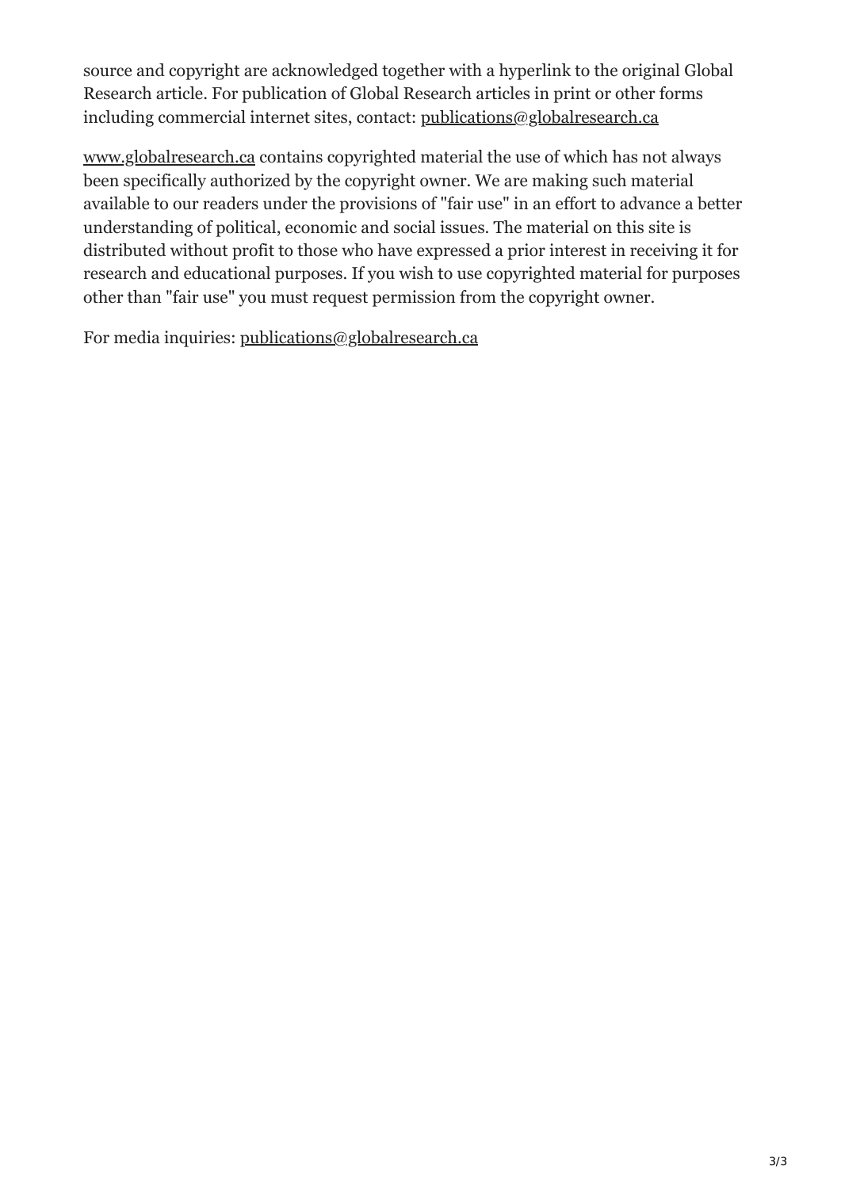source and copyright are acknowledged together with a hyperlink to the original Global Research article. For publication of Global Research articles in print or other forms including commercial internet sites, contact: publications@globalresearch.ca

www.globalresearch.ca contains copyrighted material the use of which has not always been specifically authorized by the copyright owner. We are making such material available to our readers under the provisions of "fair use" in an effort to advance a better understanding of political, economic and social issues. The material on this site is distributed without profit to those who have expressed a prior interest in receiving it for research and educational purposes. If you wish to use copyrighted material for purposes other than "fair use" you must request permission from the copyright owner.

For media inquiries: publications@globalresearch.ca